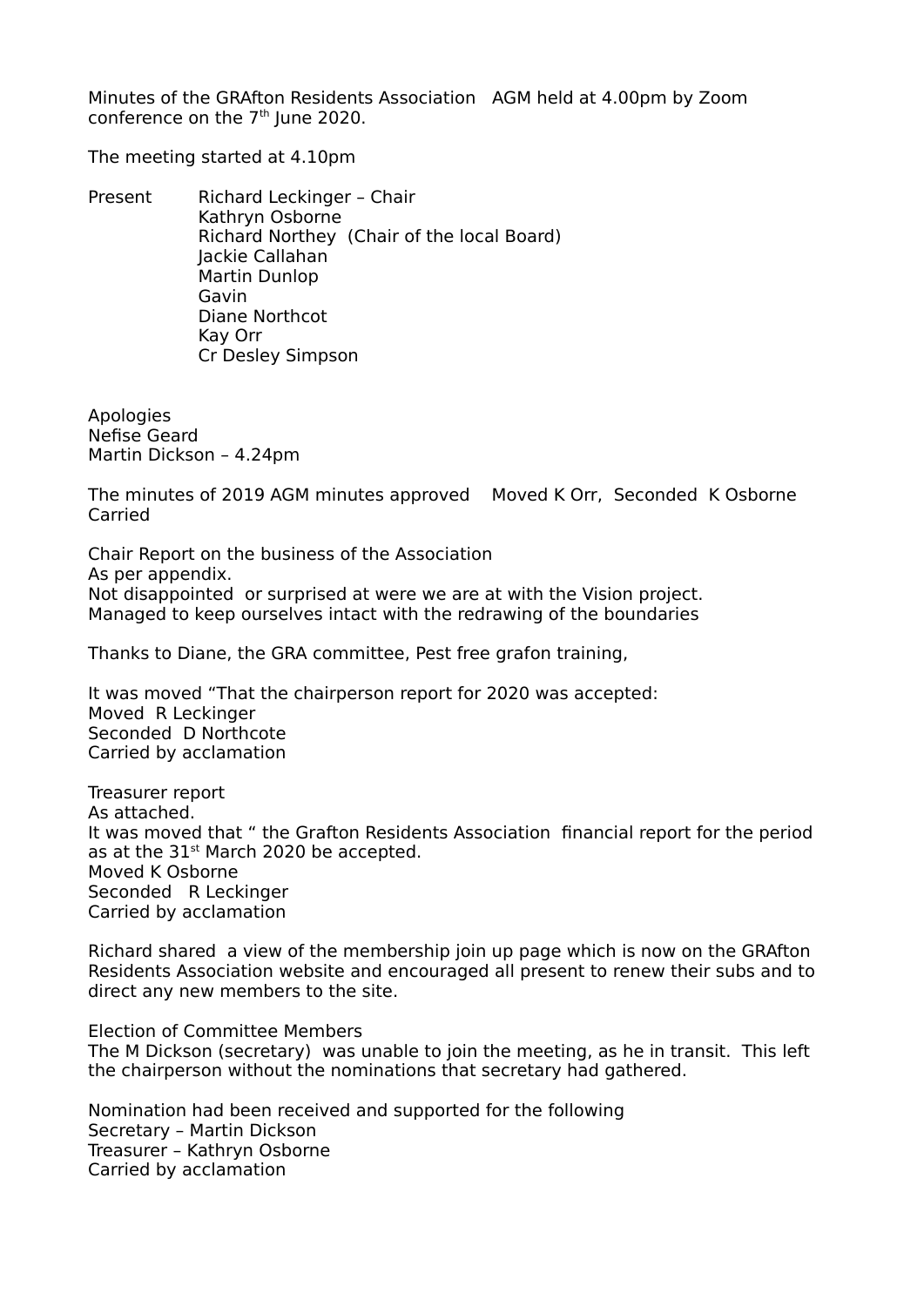Minutes of the GRAfton Residents Association AGM held at 4.00pm by Zoom conference on the 7th June 2020.

The meeting started at 4.10pm

Present
- Richard Leckinger – Chair
- Kathryn Osborne
- Richard Northey (Chair of the local Board)
- Jackie Callahan
- Martin Dunlop
- Gavin
- Diane Northcot
- Kay Orr
- Cr Desley Simpson

Apologies
Nefise Geard
Martin Dickson – 4.24pm

The minutes of 2019 AGM minutes approved Moved K Orr, Seconded K Osborne Carried

Chair Report on the business of the Association
As per appendix.
Not disappointed or surprised at were we are at with the Vision project.
Managed to keep ourselves intact with the redrawing of the boundaries

Thanks to Diane, the GRA committee, Pest free grafon training,

It was moved "That the chairperson report for 2020 was accepted:
Moved R Leckinger
Seconded D Northcote
Carried by acclamation

Treasurer report
As attached.
It was moved that " the Grafton Residents Association financial report for the period as at the 31st March 2020 be accepted.
Moved K Osborne
Seconded R Leckinger
Carried by acclamation

Richard shared a view of the membership join up page which is now on the GRAfton Residents Association website and encouraged all present to renew their subs and to direct any new members to the site.

Election of Committee Members
The M Dickson (secretary) was unable to join the meeting, as he in transit. This left the chairperson without the nominations that secretary had gathered.

Nomination had been received and supported for the following
Secretary – Martin Dickson
Treasurer – Kathryn Osborne
Carried by acclamation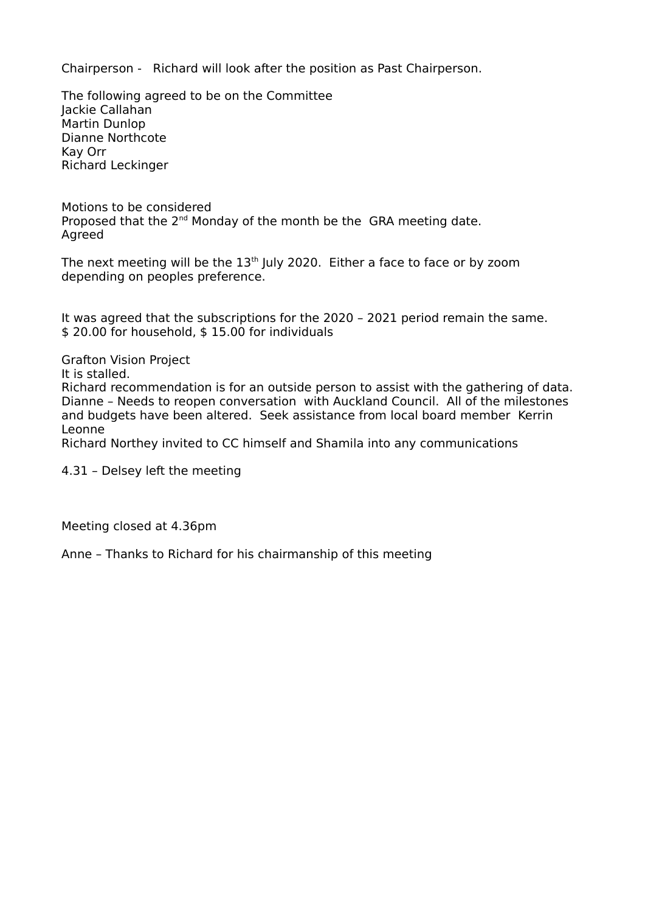Chairperson - Richard will look after the position as Past Chairperson.

The following agreed to be on the Committee
Jackie Callahan
Martin Dunlop
Dianne Northcote
Kay Orr
Richard Leckinger

Motions to be considered
Proposed that the 2nd Monday of the month be the GRA meeting date.
Agreed

The next meeting will be the 13th July 2020. Either a face to face or by zoom depending on peoples preference.

It was agreed that the subscriptions for the 2020 – 2021 period remain the same.
$ 20.00 for household, $ 15.00 for individuals

Grafton Vision Project
It is stalled.
Richard recommendation is for an outside person to assist with the gathering of data.
Dianne – Needs to reopen conversation with Auckland Council. All of the milestones and budgets have been altered. Seek assistance from local board member Kerrin Leonne
Richard Northey invited to CC himself and Shamila into any communications

4.31 – Delsey left the meeting

Meeting closed at 4.36pm

Anne – Thanks to Richard for his chairmanship of this meeting